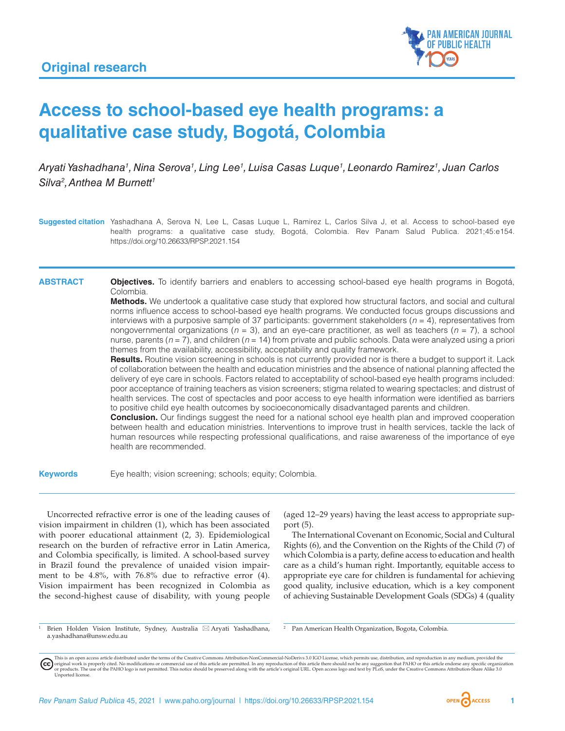Original research

# Access to school-based eye health programs: a qualitative case study, Bogotá, Colombia

*Aryati Yashadhana[1], Nina Serova[1], Ling Lee[1], Luisa Casas Luque[1], Leonardo Ramirez[1], Juan Carlos Silva[2], Anthea M Burnett[1]*

**Suggested citation** Yashadhana A, Serova N, Lee L, Casas Luque L, Ramirez L, Carlos Silva J, et al. Access to school-based eye health programs: a qualitative case study, Bogotá, Colombia. Rev Panam Salud Publica. 2021;45:e154. https://doi.org/10.26633/RPSP.2021.154

## ABSTRACT

**Objectives.** To identify barriers and enablers to accessing school-based eye health programs in Bogotá, Colombia.

**Methods.** We undertook a qualitative case study that explored how structural factors, and social and cultural norms influence access to school-based eye health programs. We conducted focus groups discussions and interviews with a purposive sample of 37 participants: government stakeholders ($n$ = 4), representatives from nongovernmental organizations ($n$ = 3), and an eye-care practitioner, as well as teachers ($n$ = 7), a school nurse, parents ($n$ = 7), and children ($n$ = 14) from private and public schools. Data were analyzed using a priori themes from the availability, accessibility, acceptability and quality framework.

**Results.** Routine vision screening in schools is not currently provided nor is there a budget to support it. Lack of collaboration between the health and education ministries and the absence of national planning affected the delivery of eye care in schools. Factors related to acceptability of school-based eye health programs included: poor acceptance of training teachers as vision screeners; stigma related to wearing spectacles; and distrust of health services. The cost of spectacles and poor access to eye health information were identified as barriers to positive child eye health outcomes by socioeconomically disadvantaged parents and children.

**Conclusion.** Our findings suggest the need for a national school eye health plan and improved cooperation between health and education ministries. Interventions to improve trust in health services, tackle the lack of human resources while respecting professional qualifications, and raise awareness of the importance of eye health are recommended.

**Keywords** Eye health; vision screening; schools; equity; Colombia.

Uncorrected refractive error is one of the leading causes of vision impairment in children (1), which has been associated with poorer educational attainment (2, 3). Epidemiological research on the burden of refractive error in Latin America, and Colombia specifically, is limited. A school-based survey in Brazil found the prevalence of unaided vision impairment to be 4.8%, with 76.8% due to refractive error (4). Vision impairment has been recognized in Colombia as the second-highest cause of disability, with young people (aged 12–29 years) having the least access to appropriate support (5).

The International Covenant on Economic, Social and Cultural Rights (6), and the Convention on the Rights of the Child (7) of which Colombia is a party, define access to education and health care as a child's human right. Importantly, equitable access to appropriate eye care for children is fundamental for achieving good quality, inclusive education, which is a key component of achieving Sustainable Development Goals (SDGs) 4 (quality

[1] Brien Holden Vision Institute, Sydney, Australia ✉ Aryati Yashadhana, a.yashadhana@unsw.edu.au

[2] Pan American Health Organization, Bogota, Colombia.

This is an open access article distributed under the terms of the Creative Commons Attribution-NonCommercial-NoDerivs 3.0 IGO License, which permits use, distribution, and reproduction in any medium, provided the original work is properly cited. No modifications or commercial use of this article are permitted. In any reproduction of this article there should not be any suggestion that PAHO or this article endorse any specific organization or products. The use of the PAHO logo is not permitted. This notice should be preserved along with the article's original URL. Open access logo and text by PLoS, under the Creative Commons Attribution-Share Alike 3.0 Unported license.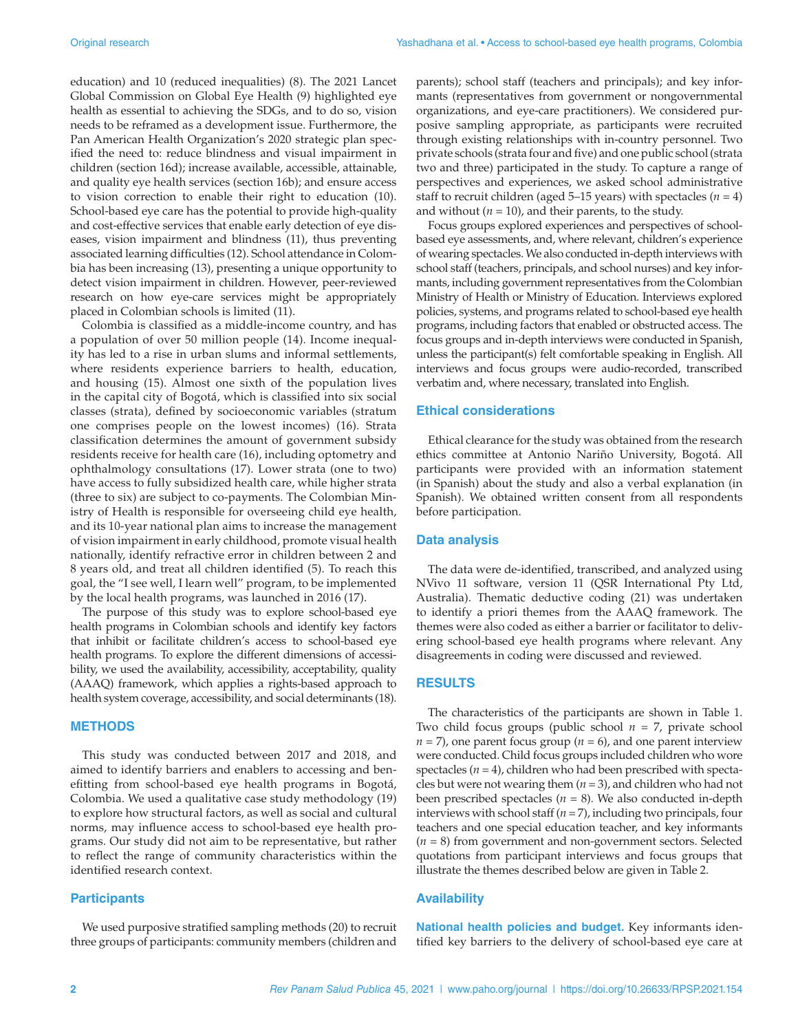education) and 10 (reduced inequalities) (8). The 2021 Lancet Global Commission on Global Eye Health (9) highlighted eye health as essential to achieving the SDGs, and to do so, vision needs to be reframed as a development issue. Furthermore, the Pan American Health Organization's 2020 strategic plan specified the need to: reduce blindness and visual impairment in children (section 16d); increase available, accessible, attainable, and quality eye health services (section 16b); and ensure access to vision correction to enable their right to education (10). School-based eye care has the potential to provide high-quality and cost-effective services that enable early detection of eye diseases, vision impairment and blindness (11), thus preventing associated learning difficulties (12). School attendance in Colombia has been increasing (13), presenting a unique opportunity to detect vision impairment in children. However, peer-reviewed research on how eye-care services might be appropriately placed in Colombian schools is limited (11).

Colombia is classified as a middle-income country, and has a population of over 50 million people (14). Income inequality has led to a rise in urban slums and informal settlements, where residents experience barriers to health, education, and housing (15). Almost one sixth of the population lives in the capital city of Bogotá, which is classified into six social classes (strata), defined by socioeconomic variables (stratum one comprises people on the lowest incomes) (16). Strata classification determines the amount of government subsidy residents receive for health care (16), including optometry and ophthalmology consultations (17). Lower strata (one to two) have access to fully subsidized health care, while higher strata (three to six) are subject to co-payments. The Colombian Ministry of Health is responsible for overseeing child eye health, and its 10-year national plan aims to increase the management of vision impairment in early childhood, promote visual health nationally, identify refractive error in children between 2 and 8 years old, and treat all children identified (5). To reach this goal, the "I see well, I learn well" program, to be implemented by the local health programs, was launched in 2016 (17).

The purpose of this study was to explore school-based eye health programs in Colombian schools and identify key factors that inhibit or facilitate children's access to school-based eye health programs. To explore the different dimensions of accessibility, we used the availability, accessibility, acceptability, quality (AAAQ) framework, which applies a rights-based approach to health system coverage, accessibility, and social determinants (18).

## METHODS

This study was conducted between 2017 and 2018, and aimed to identify barriers and enablers to accessing and benefitting from school-based eye health programs in Bogotá, Colombia. We used a qualitative case study methodology (19) to explore how structural factors, as well as social and cultural norms, may influence access to school-based eye health programs. Our study did not aim to be representative, but rather to reflect the range of community characteristics within the identified research context.

### Participants

We used purposive stratified sampling methods (20) to recruit three groups of participants: community members (children and parents); school staff (teachers and principals); and key informants (representatives from government or nongovernmental organizations, and eye-care practitioners). We considered purposive sampling appropriate, as participants were recruited through existing relationships with in-country personnel. Two private schools (strata four and five) and one public school (strata two and three) participated in the study. To capture a range of perspectives and experiences, we asked school administrative staff to recruit children (aged 5–15 years) with spectacles ($n = 4$) and without ($n = 10$), and their parents, to the study.

Focus groups explored experiences and perspectives of school-based eye assessments, and, where relevant, children's experience of wearing spectacles. We also conducted in-depth interviews with school staff (teachers, principals, and school nurses) and key informants, including government representatives from the Colombian Ministry of Health or Ministry of Education. Interviews explored policies, systems, and programs related to school-based eye health programs, including factors that enabled or obstructed access. The focus groups and in-depth interviews were conducted in Spanish, unless the participant(s) felt comfortable speaking in English. All interviews and focus groups were audio-recorded, transcribed verbatim and, where necessary, translated into English.

### Ethical considerations

Ethical clearance for the study was obtained from the research ethics committee at Antonio Nariño University, Bogotá. All participants were provided with an information statement (in Spanish) about the study and also a verbal explanation (in Spanish). We obtained written consent from all respondents before participation.

### Data analysis

The data were de-identified, transcribed, and analyzed using NVivo 11 software, version 11 (QSR International Pty Ltd, Australia). Thematic deductive coding (21) was undertaken to identify a priori themes from the AAAQ framework. The themes were also coded as either a barrier or facilitator to delivering school-based eye health programs where relevant. Any disagreements in coding were discussed and reviewed.

## RESULTS

The characteristics of the participants are shown in Table 1. Two child focus groups (public school $n = 7$, private school $n = 7$), one parent focus group ($n = 6$), and one parent interview were conducted. Child focus groups included children who wore spectacles ($n = 4$), children who had been prescribed with spectacles but were not wearing them ($n = 3$), and children who had not been prescribed spectacles ($n = 8$). We also conducted in-depth interviews with school staff ($n = 7$), including two principals, four teachers and one special education teacher, and key informants ($n = 8$) from government and non-government sectors. Selected quotations from participant interviews and focus groups that illustrate the themes described below are given in Table 2.

### Availability

**National health policies and budget.** Key informants identified key barriers to the delivery of school-based eye care at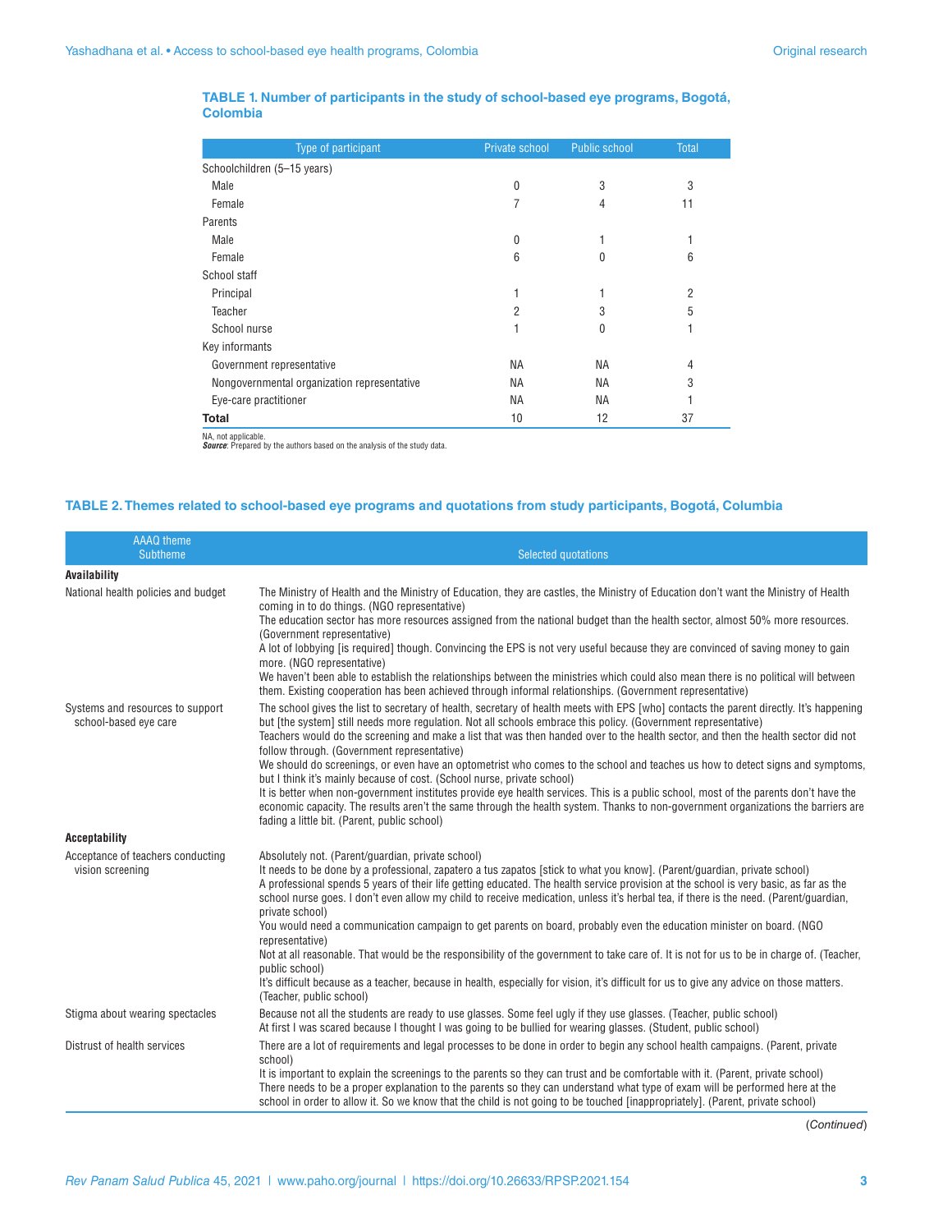**TABLE 1. Number of participants in the study of school-based eye programs, Bogotá, Colombia**

| Type of participant | Private school | Public school | Total |
|---|---|---|---|
| Schoolchildren (5–15 years) | | | |
| Male | 0 | 3 | 3 |
| Female | 7 | 4 | 11 |
| Parents | | | |
| Male | 0 | 1 | 1 |
| Female | 6 | 0 | 6 |
| School staff | | | |
| Principal | 1 | 1 | 2 |
| Teacher | 2 | 3 | 5 |
| School nurse | 1 | 0 | 1 |
| Key informants | | | |
| Government representative | NA | NA | 4 |
| Nongovernmental organization representative | NA | NA | 3 |
| Eye-care practitioner | NA | NA | 1 |
| **Total** | 10 | 12 | 37 |

NA, not applicable.
***Source***: Prepared by the authors based on the analysis of the study data.

**TABLE 2. Themes related to school-based eye programs and quotations from study participants, Bogotá, Columbia**

| AAAQ theme<br>Subtheme | Selected quotations |
|---|---|
| **Availability** | |
| National health policies and budget | The Ministry of Health and the Ministry of Education, they are castles, the Ministry of Education don't want the Ministry of Health coming in to do things. (NGO representative)<br>The education sector has more resources assigned from the national budget than the health sector, almost 50% more resources. (Government representative)<br>A lot of lobbying [is required] though. Convincing the EPS is not very useful because they are convinced of saving money to gain more. (NGO representative)<br>We haven't been able to establish the relationships between the ministries which could also mean there is no political will between them. Existing cooperation has been achieved through informal relationships. (Government representative) |
| Systems and resources to support school-based eye care | The school gives the list to secretary of health, secretary of health meets with EPS [who] contacts the parent directly. It's happening but [the system] still needs more regulation. Not all schools embrace this policy. (Government representative)<br>Teachers would do the screening and make a list that was then handed over to the health sector, and then the health sector did not follow through. (Government representative)<br>We should do screenings, or even have an optometrist who comes to the school and teaches us how to detect signs and symptoms, but I think it's mainly because of cost. (School nurse, private school)<br>It is better when non-government institutes provide eye health services. This is a public school, most of the parents don't have the economic capacity. The results aren't the same through the health system. Thanks to non-government organizations the barriers are fading a little bit. (Parent, public school) |
| **Acceptability** | |
| Acceptance of teachers conducting vision screening | Absolutely not. (Parent/guardian, private school)<br>It needs to be done by a professional, zapatero a tus zapatos [stick to what you know]. (Parent/guardian, private school)<br>A professional spends 5 years of their life getting educated. The health service provision at the school is very basic, as far as the school nurse goes. I don't even allow my child to receive medication, unless it's herbal tea, if there is the need. (Parent/guardian, private school)<br>You would need a communication campaign to get parents on board, probably even the education minister on board. (NGO representative)<br>Not at all reasonable. That would be the responsibility of the government to take care of. It is not for us to be in charge of. (Teacher, public school)<br>It's difficult because as a teacher, because in health, especially for vision, it's difficult for us to give any advice on those matters. (Teacher, public school) |
| Stigma about wearing spectacles | Because not all the students are ready to use glasses. Some feel ugly if they use glasses. (Teacher, public school)<br>At first I was scared because I thought I was going to be bullied for wearing glasses. (Student, public school) |
| Distrust of health services | There are a lot of requirements and legal processes to be done in order to begin any school health campaigns. (Parent, private school)<br>It is important to explain the screenings to the parents so they can trust and be comfortable with it. (Parent, private school)<br>There needs to be a proper explanation to the parents so they can understand what type of exam will be performed here at the school in order to allow it. So we know that the child is not going to be touched [inappropriately]. (Parent, private school) |

(*Continued*)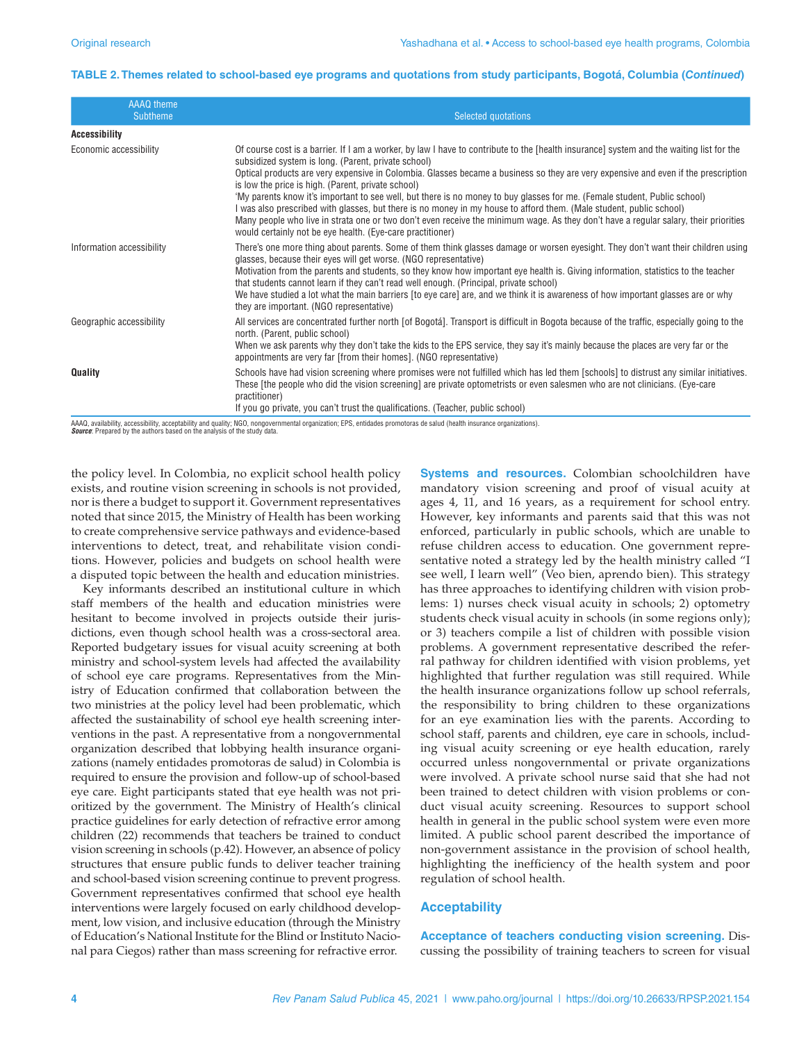**TABLE 2. Themes related to school-based eye programs and quotations from study participants, Bogotá, Columbia (*Continued*)**

| AAAQ theme<br>Subtheme | Selected quotations |
|---|---|
| **Accessibility** | |
| Economic accessibility | Of course cost is a barrier. If I am a worker, by law I have to contribute to the [health insurance] system and the waiting list for the subsidized system is long. (Parent, private school)<br>Optical products are very expensive in Colombia. Glasses became a business so they are very expensive and even if the prescription is low the price is high. (Parent, private school)<br>'My parents know it's important to see well, but there is no money to buy glasses for me. (Female student, Public school)<br>I was also prescribed with glasses, but there is no money in my house to afford them. (Male student, public school)<br>Many people who live in strata one or two don't even receive the minimum wage. As they don't have a regular salary, their priorities would certainly not be eye health. (Eye-care practitioner) |
| Information accessibility | There's one more thing about parents. Some of them think glasses damage or worsen eyesight. They don't want their children using glasses, because their eyes will get worse. (NGO representative)<br>Motivation from the parents and students, so they know how important eye health is. Giving information, statistics to the teacher that students cannot learn if they can't read well enough. (Principal, private school)<br>We have studied a lot what the main barriers [to eye care] are, and we think it is awareness of how important glasses are or why they are important. (NGO representative) |
| Geographic accessibility | All services are concentrated further north [of Bogotá]. Transport is difficult in Bogota because of the traffic, especially going to the north. (Parent, public school)<br>When we ask parents why they don't take the kids to the EPS service, they say it's mainly because the places are very far or the appointments are very far [from their homes]. (NGO representative) |
| **Quality** | Schools have had vision screening where promises were not fulfilled which has led them [schools] to distrust any similar initiatives. These [the people who did the vision screening] are private optometrists or even salesmen who are not clinicians. (Eye-care practitioner)<br>If you go private, you can't trust the qualifications. (Teacher, public school) |

AAAQ, availability, accessibility, acceptability and quality; NGO, nongovernmental organization; EPS, entidades promotoras de salud (health insurance organizations).
***Source***: Prepared by the authors based on the analysis of the study data.

the policy level. In Colombia, no explicit school health policy exists, and routine vision screening in schools is not provided, nor is there a budget to support it. Government representatives noted that since 2015, the Ministry of Health has been working to create comprehensive service pathways and evidence-based interventions to detect, treat, and rehabilitate vision conditions. However, policies and budgets on school health were a disputed topic between the health and education ministries.

Key informants described an institutional culture in which staff members of the health and education ministries were hesitant to become involved in projects outside their jurisdictions, even though school health was a cross-sectoral area. Reported budgetary issues for visual acuity screening at both ministry and school-system levels had affected the availability of school eye care programs. Representatives from the Ministry of Education confirmed that collaboration between the two ministries at the policy level had been problematic, which affected the sustainability of school eye health screening interventions in the past. A representative from a nongovernmental organization described that lobbying health insurance organizations (namely entidades promotoras de salud) in Colombia is required to ensure the provision and follow-up of school-based eye care. Eight participants stated that eye health was not prioritized by the government. The Ministry of Health's clinical practice guidelines for early detection of refractive error among children (22) recommends that teachers be trained to conduct vision screening in schools (p.42). However, an absence of policy structures that ensure public funds to deliver teacher training and school-based vision screening continue to prevent progress. Government representatives confirmed that school eye health interventions were largely focused on early childhood development, low vision, and inclusive education (through the Ministry of Education's National Institute for the Blind or Instituto Nacional para Ciegos) rather than mass screening for refractive error.

**Systems and resources.** Colombian schoolchildren have mandatory vision screening and proof of visual acuity at ages 4, 11, and 16 years, as a requirement for school entry. However, key informants and parents said that this was not enforced, particularly in public schools, which are unable to refuse children access to education. One government representative noted a strategy led by the health ministry called "I see well, I learn well" (Veo bien, aprendo bien). This strategy has three approaches to identifying children with vision problems: 1) nurses check visual acuity in schools; 2) optometry students check visual acuity in schools (in some regions only); or 3) teachers compile a list of children with possible vision problems. A government representative described the referral pathway for children identified with vision problems, yet highlighted that further regulation was still required. While the health insurance organizations follow up school referrals, the responsibility to bring children to these organizations for an eye examination lies with the parents. According to school staff, parents and children, eye care in schools, including visual acuity screening or eye health education, rarely occurred unless nongovernmental or private organizations were involved. A private school nurse said that she had not been trained to detect children with vision problems or conduct visual acuity screening. Resources to support school health in general in the public school system were even more limited. A public school parent described the importance of non-government assistance in the provision of school health, highlighting the inefficiency of the health system and poor regulation of school health.

## Acceptability

**Acceptance of teachers conducting vision screening.** Discussing the possibility of training teachers to screen for visual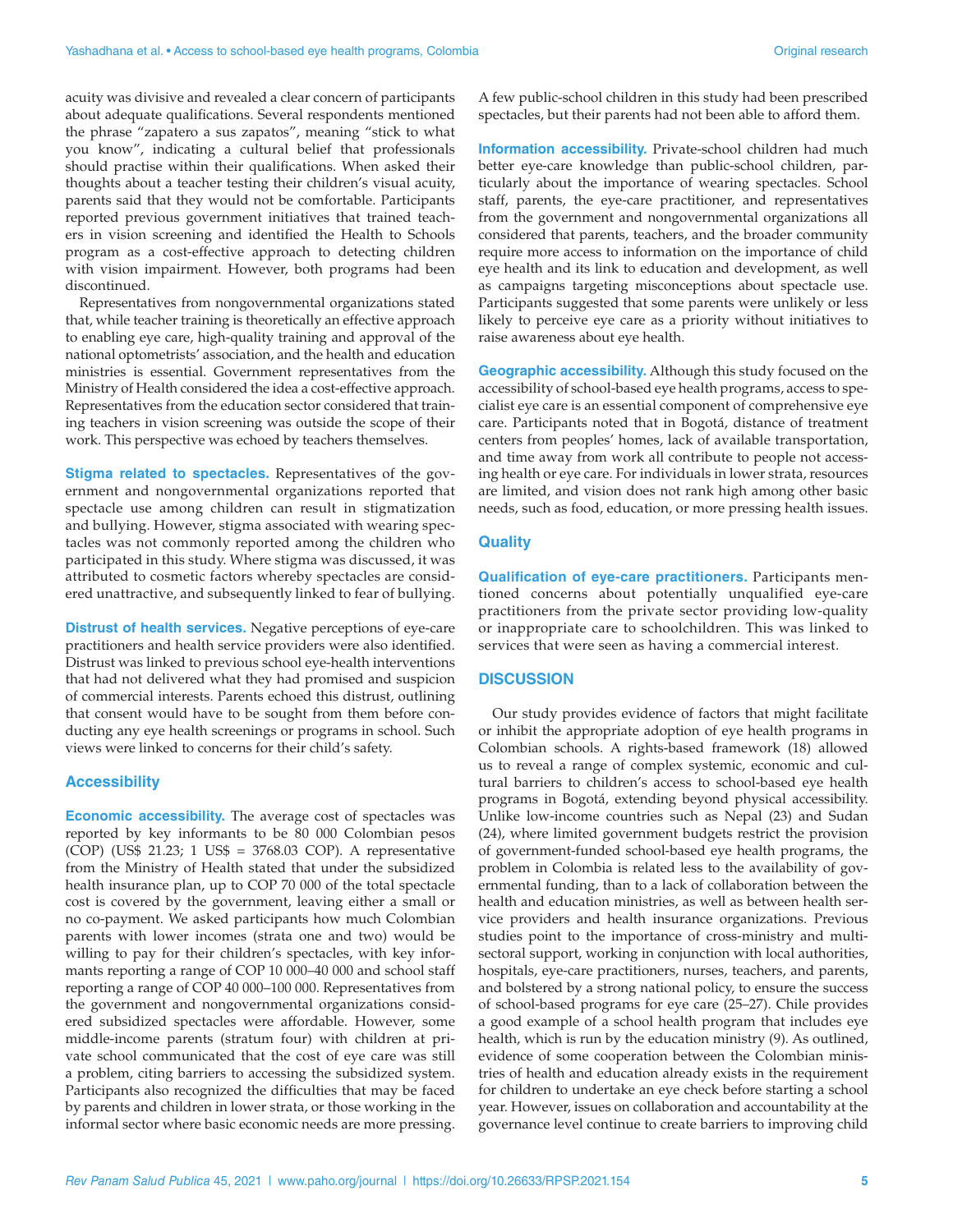acuity was divisive and revealed a clear concern of participants about adequate qualifications. Several respondents mentioned the phrase "zapatero a sus zapatos", meaning "stick to what you know", indicating a cultural belief that professionals should practise within their qualifications. When asked their thoughts about a teacher testing their children's visual acuity, parents said that they would not be comfortable. Participants reported previous government initiatives that trained teachers in vision screening and identified the Health to Schools program as a cost-effective approach to detecting children with vision impairment. However, both programs had been discontinued.

Representatives from nongovernmental organizations stated that, while teacher training is theoretically an effective approach to enabling eye care, high-quality training and approval of the national optometrists' association, and the health and education ministries is essential. Government representatives from the Ministry of Health considered the idea a cost-effective approach. Representatives from the education sector considered that training teachers in vision screening was outside the scope of their work. This perspective was echoed by teachers themselves.

**Stigma related to spectacles.** Representatives of the government and nongovernmental organizations reported that spectacle use among children can result in stigmatization and bullying. However, stigma associated with wearing spectacles was not commonly reported among the children who participated in this study. Where stigma was discussed, it was attributed to cosmetic factors whereby spectacles are considered unattractive, and subsequently linked to fear of bullying.

**Distrust of health services.** Negative perceptions of eye-care practitioners and health service providers were also identified. Distrust was linked to previous school eye-health interventions that had not delivered what they had promised and suspicion of commercial interests. Parents echoed this distrust, outlining that consent would have to be sought from them before conducting any eye health screenings or programs in school. Such views were linked to concerns for their child's safety.

### Accessibility

**Economic accessibility.** The average cost of spectacles was reported by key informants to be 80 000 Colombian pesos (COP) (US$ 21.23; 1 US$ = 3768.03 COP). A representative from the Ministry of Health stated that under the subsidized health insurance plan, up to COP 70 000 of the total spectacle cost is covered by the government, leaving either a small or no co-payment. We asked participants how much Colombian parents with lower incomes (strata one and two) would be willing to pay for their children's spectacles, with key informants reporting a range of COP 10 000–40 000 and school staff reporting a range of COP 40 000–100 000. Representatives from the government and nongovernmental organizations considered subsidized spectacles were affordable. However, some middle-income parents (stratum four) with children at private school communicated that the cost of eye care was still a problem, citing barriers to accessing the subsidized system. Participants also recognized the difficulties that may be faced by parents and children in lower strata, or those working in the informal sector where basic economic needs are more pressing.

A few public-school children in this study had been prescribed spectacles, but their parents had not been able to afford them.

**Information accessibility.** Private-school children had much better eye-care knowledge than public-school children, particularly about the importance of wearing spectacles. School staff, parents, the eye-care practitioner, and representatives from the government and nongovernmental organizations all considered that parents, teachers, and the broader community require more access to information on the importance of child eye health and its link to education and development, as well as campaigns targeting misconceptions about spectacle use. Participants suggested that some parents were unlikely or less likely to perceive eye care as a priority without initiatives to raise awareness about eye health.

**Geographic accessibility.** Although this study focused on the accessibility of school-based eye health programs, access to specialist eye care is an essential component of comprehensive eye care. Participants noted that in Bogotá, distance of treatment centers from peoples' homes, lack of available transportation, and time away from work all contribute to people not accessing health or eye care. For individuals in lower strata, resources are limited, and vision does not rank high among other basic needs, such as food, education, or more pressing health issues.

### Quality

**Qualification of eye-care practitioners.** Participants mentioned concerns about potentially unqualified eye-care practitioners from the private sector providing low-quality or inappropriate care to schoolchildren. This was linked to services that were seen as having a commercial interest.

## DISCUSSION

Our study provides evidence of factors that might facilitate or inhibit the appropriate adoption of eye health programs in Colombian schools. A rights-based framework (18) allowed us to reveal a range of complex systemic, economic and cultural barriers to children's access to school-based eye health programs in Bogotá, extending beyond physical accessibility. Unlike low-income countries such as Nepal (23) and Sudan (24), where limited government budgets restrict the provision of government-funded school-based eye health programs, the problem in Colombia is related less to the availability of governmental funding, than to a lack of collaboration between the health and education ministries, as well as between health service providers and health insurance organizations. Previous studies point to the importance of cross-ministry and multisectoral support, working in conjunction with local authorities, hospitals, eye-care practitioners, nurses, teachers, and parents, and bolstered by a strong national policy, to ensure the success of school-based programs for eye care (25–27). Chile provides a good example of a school health program that includes eye health, which is run by the education ministry (9). As outlined, evidence of some cooperation between the Colombian ministries of health and education already exists in the requirement for children to undertake an eye check before starting a school year. However, issues on collaboration and accountability at the governance level continue to create barriers to improving child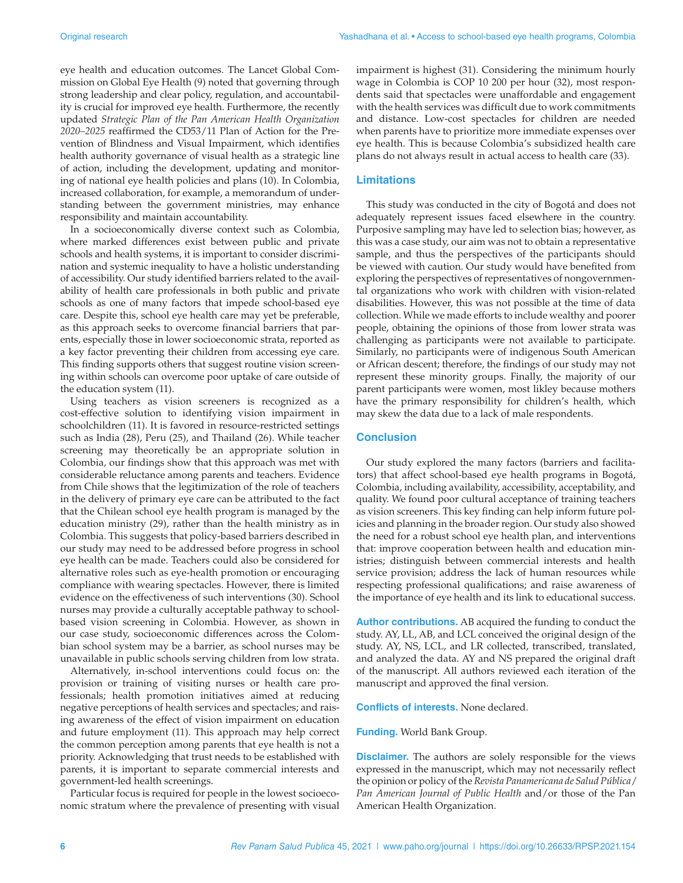eye health and education outcomes. The Lancet Global Commission on Global Eye Health (9) noted that governing through strong leadership and clear policy, regulation, and accountability is crucial for improved eye health. Furthermore, the recently updated *Strategic Plan of the Pan American Health Organization 2020–2025* reaffirmed the CD53/11 Plan of Action for the Prevention of Blindness and Visual Impairment, which identifies health authority governance of visual health as a strategic line of action, including the development, updating and monitoring of national eye health policies and plans (10). In Colombia, increased collaboration, for example, a memorandum of understanding between the government ministries, may enhance responsibility and maintain accountability.

In a socioeconomically diverse context such as Colombia, where marked differences exist between public and private schools and health systems, it is important to consider discrimination and systemic inequality to have a holistic understanding of accessibility. Our study identified barriers related to the availability of health care professionals in both public and private schools as one of many factors that impede school-based eye care. Despite this, school eye health care may yet be preferable, as this approach seeks to overcome financial barriers that parents, especially those in lower socioeconomic strata, reported as a key factor preventing their children from accessing eye care. This finding supports others that suggest routine vision screening within schools can overcome poor uptake of care outside of the education system (11).

Using teachers as vision screeners is recognized as a cost-effective solution to identifying vision impairment in schoolchildren (11). It is favored in resource-restricted settings such as India (28), Peru (25), and Thailand (26). While teacher screening may theoretically be an appropriate solution in Colombia, our findings show that this approach was met with considerable reluctance among parents and teachers. Evidence from Chile shows that the legitimization of the role of teachers in the delivery of primary eye care can be attributed to the fact that the Chilean school eye health program is managed by the education ministry (29), rather than the health ministry as in Colombia. This suggests that policy-based barriers described in our study may need to be addressed before progress in school eye health can be made. Teachers could also be considered for alternative roles such as eye-health promotion or encouraging compliance with wearing spectacles. However, there is limited evidence on the effectiveness of such interventions (30). School nurses may provide a culturally acceptable pathway to school-based vision screening in Colombia. However, as shown in our case study, socioeconomic differences across the Colombian school system may be a barrier, as school nurses may be unavailable in public schools serving children from low strata.

Alternatively, in-school interventions could focus on: the provision or training of visiting nurses or health care professionals; health promotion initiatives aimed at reducing negative perceptions of health services and spectacles; and raising awareness of the effect of vision impairment on education and future employment (11). This approach may help correct the common perception among parents that eye health is not a priority. Acknowledging that trust needs to be established with parents, it is important to separate commercial interests and government-led health screenings.

Particular focus is required for people in the lowest socioeconomic stratum where the prevalence of presenting with visual impairment is highest (31). Considering the minimum hourly wage in Colombia is COP 10 200 per hour (32), most respondents said that spectacles were unaffordable and engagement with the health services was difficult due to work commitments and distance. Low-cost spectacles for children are needed when parents have to prioritize more immediate expenses over eye health. This is because Colombia's subsidized health care plans do not always result in actual access to health care (33).

## Limitations

This study was conducted in the city of Bogotá and does not adequately represent issues faced elsewhere in the country. Purposive sampling may have led to selection bias; however, as this was a case study, our aim was not to obtain a representative sample, and thus the perspectives of the participants should be viewed with caution. Our study would have benefited from exploring the perspectives of representatives of nongovernmental organizations who work with children with vision-related disabilities. However, this was not possible at the time of data collection. While we made efforts to include wealthy and poorer people, obtaining the opinions of those from lower strata was challenging as participants were not available to participate. Similarly, no participants were of indigenous South American or African descent; therefore, the findings of our study may not represent these minority groups. Finally, the majority of our parent participants were women, most likley because mothers have the primary responsibility for children's health, which may skew the data due to a lack of male respondents.

## Conclusion

Our study explored the many factors (barriers and facilitators) that affect school-based eye health programs in Bogotá, Colombia, including availability, accessibility, acceptability, and quality. We found poor cultural acceptance of training teachers as vision screeners. This key finding can help inform future policies and planning in the broader region. Our study also showed the need for a robust school eye health plan, and interventions that: improve cooperation between health and education ministries; distinguish between commercial interests and health service provision; address the lack of human resources while respecting professional qualifications; and raise awareness of the importance of eye health and its link to educational success.

**Author contributions.** AB acquired the funding to conduct the study. AY, LL, AB, and LCL conceived the original design of the study. AY, NS, LCL, and LR collected, transcribed, translated, and analyzed the data. AY and NS prepared the original draft of the manuscript. All authors reviewed each iteration of the manuscript and approved the final version.

**Conflicts of interests.** None declared.

**Funding.** World Bank Group.

**Disclaimer.** The authors are solely responsible for the views expressed in the manuscript, which may not necessarily reflect the opinion or policy of the *Revista Panamericana de Salud Pública / Pan American Journal of Public Health* and/or those of the Pan American Health Organization.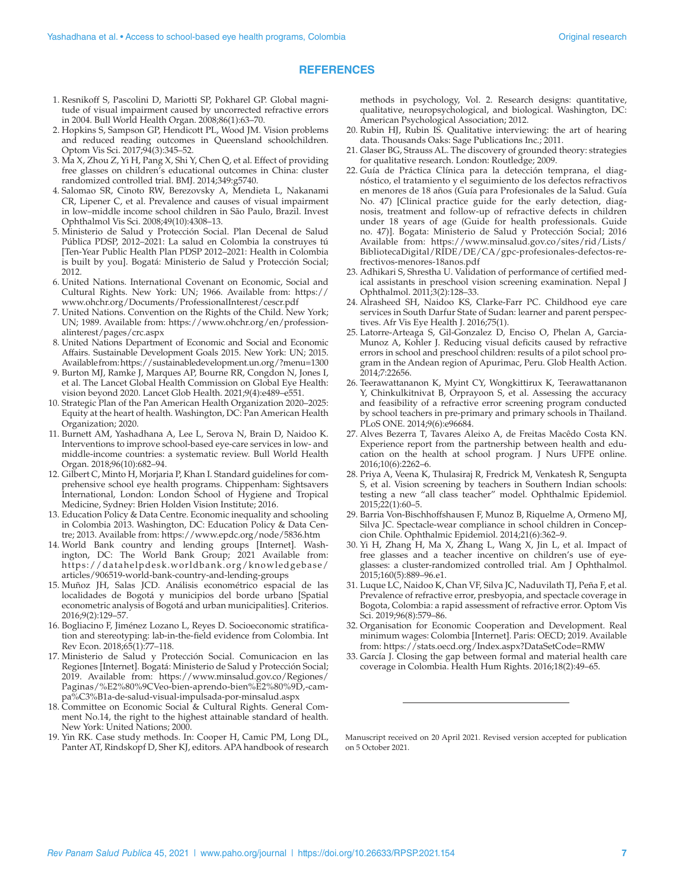## REFERENCES

1. Resnikoff S, Pascolini D, Mariotti SP, Pokharel GP. Global magnitude of visual impairment caused by uncorrected refractive errors in 2004. Bull World Health Organ. 2008;86(1):63–70.
2. Hopkins S, Sampson GP, Hendicott PL, Wood JM. Vision problems and reduced reading outcomes in Queensland schoolchildren. Optom Vis Sci. 2017;94(3):345–52.
3. Ma X, Zhou Z, Yi H, Pang X, Shi Y, Chen Q, et al. Effect of providing free glasses on children's educational outcomes in China: cluster randomized controlled trial. BMJ. 2014;349:g5740.
4. Salomao SR, Cinoto RW, Berezovsky A, Mendieta L, Nakanami CR, Lipener C, et al. Prevalence and causes of visual impairment in low–middle income school children in São Paulo, Brazil. Invest Ophthalmol Vis Sci. 2008;49(10):4308–13.
5. Ministerio de Salud y Protección Social. Plan Decenal de Salud Pública PDSP, 2012–2021: La salud en Colombia la construyes tú [Ten-Year Public Health Plan PDSP 2012–2021: Health in Colombia is built by you]. Bogatá: Ministerio de Salud y Protección Social; 2012.
6. United Nations. International Covenant on Economic, Social and Cultural Rights. New York: UN; 1966. Available from: https://www.ohchr.org/Documents/ProfessionalInterest/cescr.pdf
7. United Nations. Convention on the Rights of the Child. New York; UN; 1989. Available from: https://www.ohchr.org/en/professionalinterest/pages/crc.aspx
8. United Nations Department of Economic and Social and Economic Affairs. Sustainable Development Goals 2015. New York: UN; 2015. Available from: https://sustainabledevelopment.un.org/?menu=1300
9. Burton MJ, Ramke J, Marques AP, Bourne RR, Congdon N, Jones I, et al. The Lancet Global Health Commission on Global Eye Health: vision beyond 2020. Lancet Glob Health. 2021;9(4):e489–e551.
10. Strategic Plan of the Pan American Health Organization 2020–2025: Equity at the heart of health. Washington, DC: Pan American Health Organization; 2020.
11. Burnett AM, Yashadhana A, Lee L, Serova N, Brain D, Naidoo K. Interventions to improve school-based eye-care services in low- and middle-income countries: a systematic review. Bull World Health Organ. 2018;96(10):682–94.
12. Gilbert C, Minto H, Morjaria P, Khan I. Standard guidelines for comprehensive school eye health programs. Chippenham: Sightsavers International, London: London School of Hygiene and Tropical Medicine, Sydney: Brien Holden Vision Institute; 2016.
13. Education Policy & Data Centre. Economic inequality and schooling in Colombia 2013. Washington, DC: Education Policy & Data Centre; 2013. Available from: https://www.epdc.org/node/5836.htm
14. World Bank country and lending groups [Internet]. Washington, DC: The World Bank Group; 2021 Available from: https://datahelpdesk.worldbank.org/knowledgebase/articles/906519-world-bank-country-and-lending-groups
15. Muñoz JH, Salas JCD. Análisis econométrico espacial de las localidades de Bogotá y municipios del borde urbano [Spatial econometric analysis of Bogotá and urban municipalities]. Criterios. 2016;9(2):129–57.
16. Bogliacino F, Jiménez Lozano L, Reyes D. Socioeconomic stratification and stereotyping: lab-in-the-field evidence from Colombia. Int Rev Econ. 2018;65(1):77–118.
17. Ministerio de Salud y Protección Social. Comunicacion en las Regiones [Internet]. Bogatá: Ministerio de Salud y Protección Social; 2019. Available from: https://www.minsalud.gov.co/Regiones/Paginas/%E2%80%9CVeo-bien-aprendo-bien%E2%80%9D,-campa%C3%B1a-de-salud-visual-impulsada-por-minsalud.aspx
18. Committee on Economic Social & Cultural Rights. General Comment No.14, the right to the highest attainable standard of health. New York: United Nations; 2000.
19. Yin RK. Case study methods. In: Cooper H, Camic PM, Long DL, Panter AT, Rindskopf D, Sher KJ, editors. APA handbook of research methods in psychology, Vol. 2. Research designs: quantitative, qualitative, neuropsychological, and biological. Washington, DC: American Psychological Association; 2012.
20. Rubin HJ, Rubin IS. Qualitative interviewing: the art of hearing data. Thousands Oaks: Sage Publications Inc.; 2011.
21. Glaser BG, Strauss AL. The discovery of grounded theory: strategies for qualitative research. London: Routledge; 2009.
22. Guía de Práctica Clínica para la detección temprana, el diagnóstico, el tratamiento y el seguimiento de los defectos refractivos en menores de 18 años (Guía para Profesionales de la Salud. Guía No. 47) [Clinical practice guide for the early detection, diagnosis, treatment and follow-up of refractive defects in children under 18 years of age (Guide for health professionals. Guide no. 47)]. Bogata: Ministerio de Salud y Protección Social; 2016 Available from: https://www.minsalud.gov.co/sites/rid/Lists/BibliotecaDigital/RIDE/DE/CA/gpc-profesionales-defectos-refractivos-menores-18anos.pdf
23. Adhikari S, Shrestha U. Validation of performance of certified medical assistants in preschool vision screening examination. Nepal J Ophthalmol. 2011;3(2):128–33.
24. Alrasheed SH, Naidoo KS, Clarke-Farr PC. Childhood eye care services in South Darfur State of Sudan: learner and parent perspectives. Afr Vis Eye Health J. 2016;75(1).
25. Latorre-Arteaga S, Gil-Gonzalez D, Enciso O, Phelan A, Garcia-Munoz A, Kohler J. Reducing visual deficits caused by refractive errors in school and preschool children: results of a pilot school program in the Andean region of Apurimac, Peru. Glob Health Action. 2014;7:22656.
26. Teerawattananon K, Myint CY, Wongkittirux K, Teerawattananon Y, Chinkulkitnivat B, Orprayoon S, et al. Assessing the accuracy and feasibility of a refractive error screening program conducted by school teachers in pre-primary and primary schools in Thailand. PLoS ONE. 2014;9(6):e96684.
27. Alves Bezerra T, Tavares Aleixo A, de Freitas Macêdo Costa KN. Experience report from the partnership between health and education on the health at school program. J Nurs UFPE online. 2016;10(6):2262–6.
28. Priya A, Veena K, Thulasiraj R, Fredrick M, Venkatesh R, Sengupta S, et al. Vision screening by teachers in Southern Indian schools: testing a new "all class teacher" model. Ophthalmic Epidemiol. 2015;22(1):60–5.
29. Barria Von-Bischhoffshausen F, Munoz B, Riquelme A, Ormeno MJ, Silva JC. Spectacle-wear compliance in school children in Concepcion Chile. Ophthalmic Epidemiol. 2014;21(6):362–9.
30. Yi H, Zhang H, Ma X, Zhang L, Wang X, Jin L, et al. Impact of free glasses and a teacher incentive on children's use of eyeglasses: a cluster-randomized controlled trial. Am J Ophthalmol. 2015;160(5):889–96.e1.
31. Luque LC, Naidoo K, Chan VF, Silva JC, Naduvilath TJ, Peña F, et al. Prevalence of refractive error, presbyopia, and spectacle coverage in Bogota, Colombia: a rapid assessment of refractive error. Optom Vis Sci. 2019;96(8):579–86.
32. Organisation for Economic Cooperation and Development. Real minimum wages: Colombia [Internet]. Paris: OECD; 2019. Available from: https://stats.oecd.org/Index.aspx?DataSetCode=RMW
33. García J. Closing the gap between formal and material health care coverage in Colombia. Health Hum Rights. 2016;18(2):49–65.

---

Manuscript received on 20 April 2021. Revised version accepted for publication on 5 October 2021.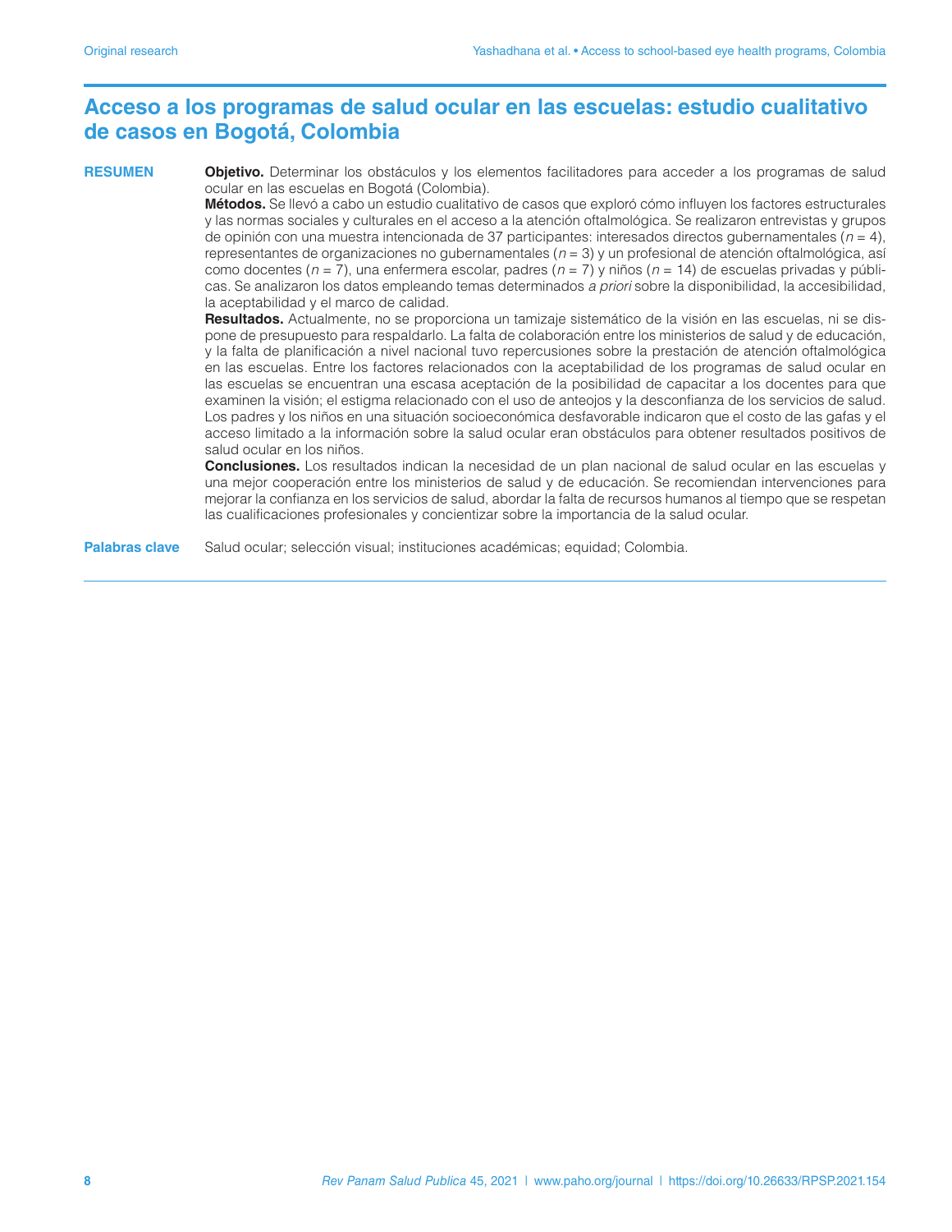# Acceso a los programas de salud ocular en las escuelas: estudio cualitativo de casos en Bogotá, Colombia

**RESUMEN**

**Objetivo.** Determinar los obstáculos y los elementos facilitadores para acceder a los programas de salud ocular en las escuelas en Bogotá (Colombia).

**Métodos.** Se llevó a cabo un estudio cualitativo de casos que exploró cómo influyen los factores estructurales y las normas sociales y culturales en el acceso a la atención oftalmológica. Se realizaron entrevistas y grupos de opinión con una muestra intencionada de 37 participantes: interesados directos gubernamentales ($n = 4$), representantes de organizaciones no gubernamentales ($n = 3$) y un profesional de atención oftalmológica, así como docentes ($n = 7$), una enfermera escolar, padres ($n = 7$) y niños ($n = 14$) de escuelas privadas y públicas. Se analizaron los datos empleando temas determinados *a priori* sobre la disponibilidad, la accesibilidad, la aceptabilidad y el marco de calidad.

**Resultados.** Actualmente, no se proporciona un tamizaje sistemático de la visión en las escuelas, ni se dispone de presupuesto para respaldarlo. La falta de colaboración entre los ministerios de salud y de educación, y la falta de planificación a nivel nacional tuvo repercusiones sobre la prestación de atención oftalmológica en las escuelas. Entre los factores relacionados con la aceptabilidad de los programas de salud ocular en las escuelas se encuentran una escasa aceptación de la posibilidad de capacitar a los docentes para que examinen la visión; el estigma relacionado con el uso de anteojos y la desconfianza de los servicios de salud. Los padres y los niños en una situación socioeconómica desfavorable indicaron que el costo de las gafas y el acceso limitado a la información sobre la salud ocular eran obstáculos para obtener resultados positivos de salud ocular en los niños.

**Conclusiones.** Los resultados indican la necesidad de un plan nacional de salud ocular en las escuelas y una mejor cooperación entre los ministerios de salud y de educación. Se recomiendan intervenciones para mejorar la confianza en los servicios de salud, abordar la falta de recursos humanos al tiempo que se respetan las cualificaciones profesionales y concientizar sobre la importancia de la salud ocular.

**Palabras clave** Salud ocular; selección visual; instituciones académicas; equidad; Colombia.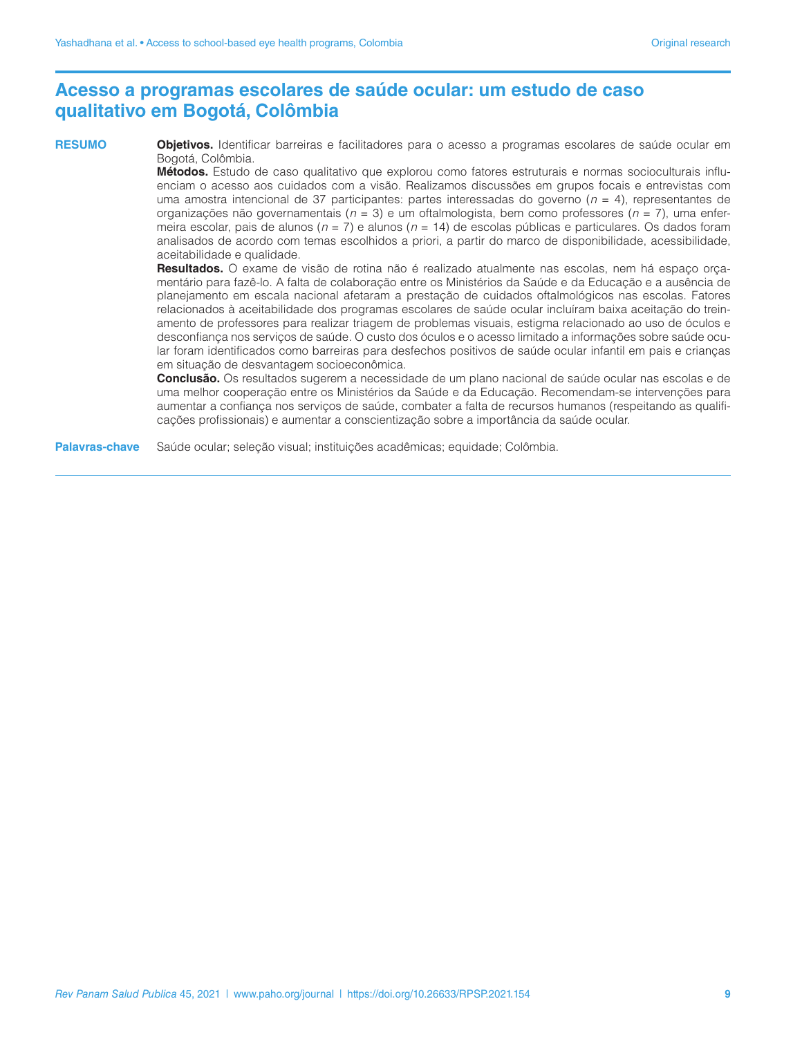# Acesso a programas escolares de saúde ocular: um estudo de caso qualitativo em Bogotá, Colômbia

**RESUMO**

**Objetivos.** Identificar barreiras e facilitadores para o acesso a programas escolares de saúde ocular em Bogotá, Colômbia.

**Métodos.** Estudo de caso qualitativo que explorou como fatores estruturais e normas socioculturais influenciam o acesso aos cuidados com a visão. Realizamos discussões em grupos focais e entrevistas com uma amostra intencional de 37 participantes: partes interessadas do governo (*n* = 4), representantes de organizações não governamentais (*n* = 3) e um oftalmologista, bem como professores (*n* = 7), uma enfermeira escolar, pais de alunos (*n* = 7) e alunos (*n* = 14) de escolas públicas e particulares. Os dados foram analisados de acordo com temas escolhidos a priori, a partir do marco de disponibilidade, acessibilidade, aceitabilidade e qualidade.

**Resultados.** O exame de visão de rotina não é realizado atualmente nas escolas, nem há espaço orçamentário para fazê-lo. A falta de colaboração entre os Ministérios da Saúde e da Educação e a ausência de planejamento em escala nacional afetaram a prestação de cuidados oftalmológicos nas escolas. Fatores relacionados à aceitabilidade dos programas escolares de saúde ocular incluíram baixa aceitação do treinamento de professores para realizar triagem de problemas visuais, estigma relacionado ao uso de óculos e desconfiança nos serviços de saúde. O custo dos óculos e o acesso limitado a informações sobre saúde ocular foram identificados como barreiras para desfechos positivos de saúde ocular infantil em pais e crianças em situação de desvantagem socioeconômica.

**Conclusão.** Os resultados sugerem a necessidade de um plano nacional de saúde ocular nas escolas e de uma melhor cooperação entre os Ministérios da Saúde e da Educação. Recomendam-se intervenções para aumentar a confiança nos serviços de saúde, combater a falta de recursos humanos (respeitando as qualificações profissionais) e aumentar a conscientização sobre a importância da saúde ocular.

**Palavras-chave** Saúde ocular; seleção visual; instituições acadêmicas; equidade; Colômbia.